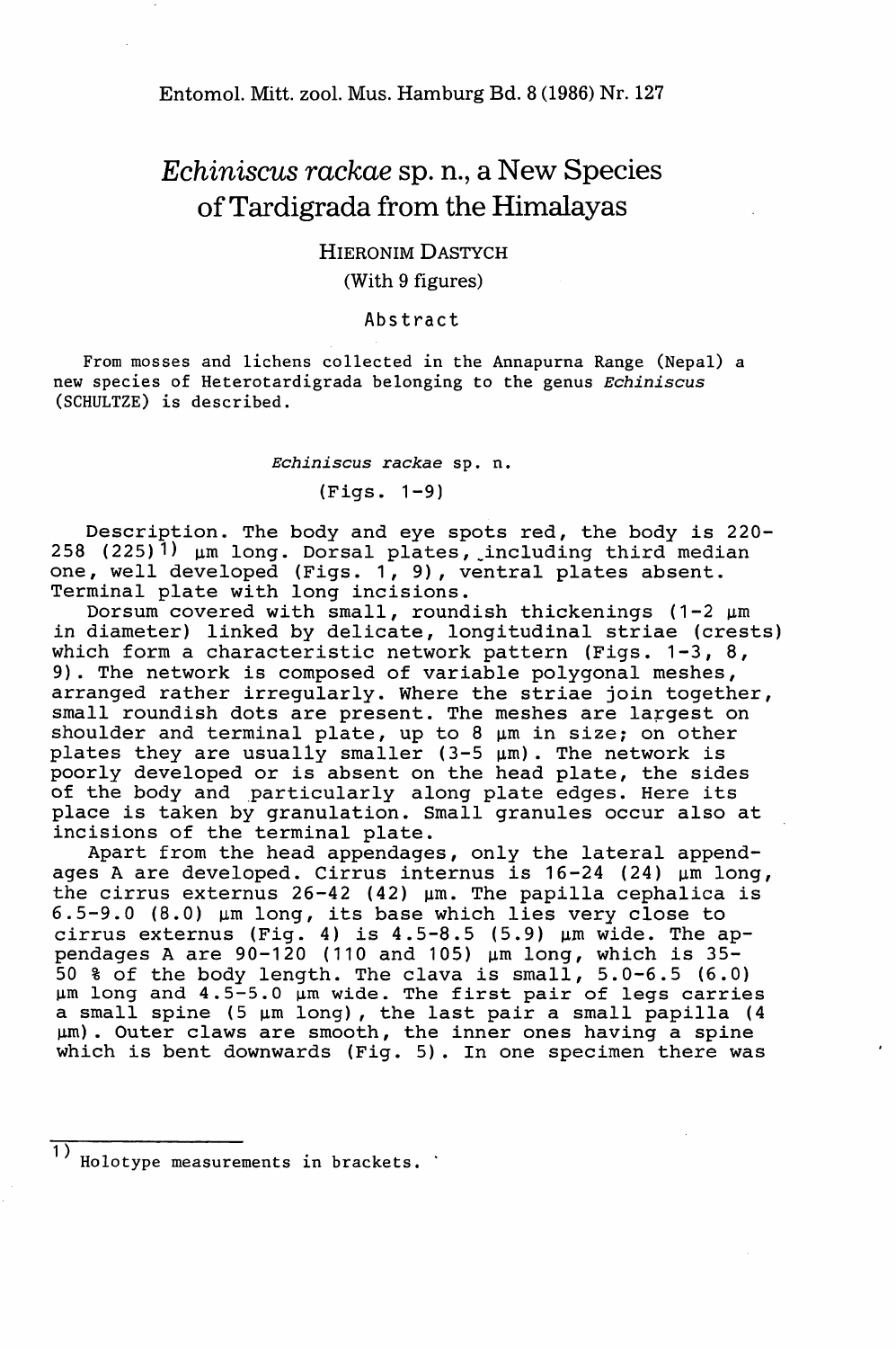# *Echiniscus rackae* sp. n., a New Species of Tardigrada from the Himalayas

HIERONIM DASTYCH

(With 9 figures)

## Abstract

From mosses and lichens collected in the Annapurna Range (Nepal) a new species of Heterotardigrada belonging to the genus *Echiniscus* (SCHULTZE) is described.

### *Echiniscus rackae* sp. n.

(Figs. 1-9)

Description. The body and eye spots red, the body is 220-258 (225)[1] µm long. Dorsal plates, including third median one, well developed (Figs. 1, 9), ventral plates absent. Terminal plate with long incisions.

Dorsum covered with small, roundish thickenings (1-2 µm in diameter) linked by delicate, longitudinal striae (crests) which form a characteristic network pattern (Figs. 1-3, 8, 9). The network is composed of variable polygonal meshes, arranged rather irregularly. Where the striae join together, small roundish dots are present. The meshes are largest on shoulder and terminal plate, up to 8 µm in size; on other plates they are usually smaller (3-5 µm). The network is poorly developed or is absent on the head plate, the sides of the body and particularly along plate edges. Here its place is taken by granulation. Small granules occur also at incisions of the terminal plate.

Apart from the head appendages, only the lateral appendages A are developed. Cirrus internus is 16-24 (24) µm long, the cirrus externus 26-42 (42) µm. The papilla cephalica is 6.5-9.0 (8.0) µm long, its base which lies very close to cirrus externus (Fig. 4) is 4.5-8.5 (5.9) µm wide. The appendages A are 90-120 (110 and 105) µm long, which is 35-50 % of the body length. The clava is small, 5.0-6.5 (6.0) µm long and 4.5-5.0 µm wide. The first pair of legs carries a small spine (5 µm long), the last pair a small papilla (4 µm). Outer claws are smooth, the inner ones having a spine which is bent downwards (Fig. 5). In one specimen there was

---

[1] Holotype measurements in brackets.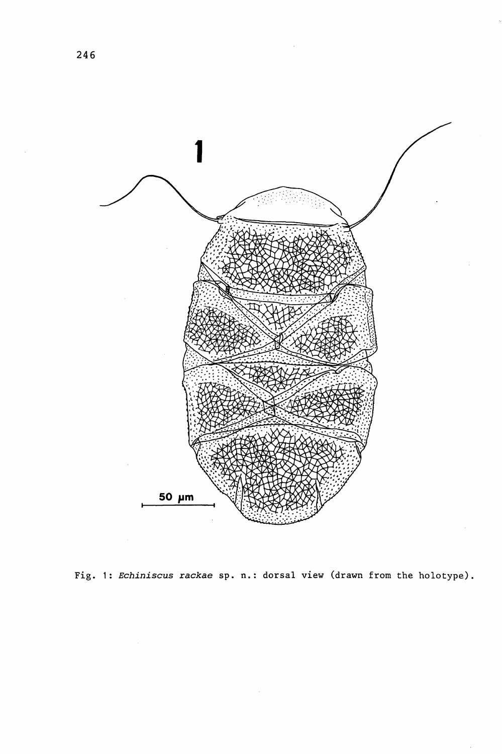Fig. 1: *Echiniscus rackae* sp. n.: dorsal view (drawn from the holotype).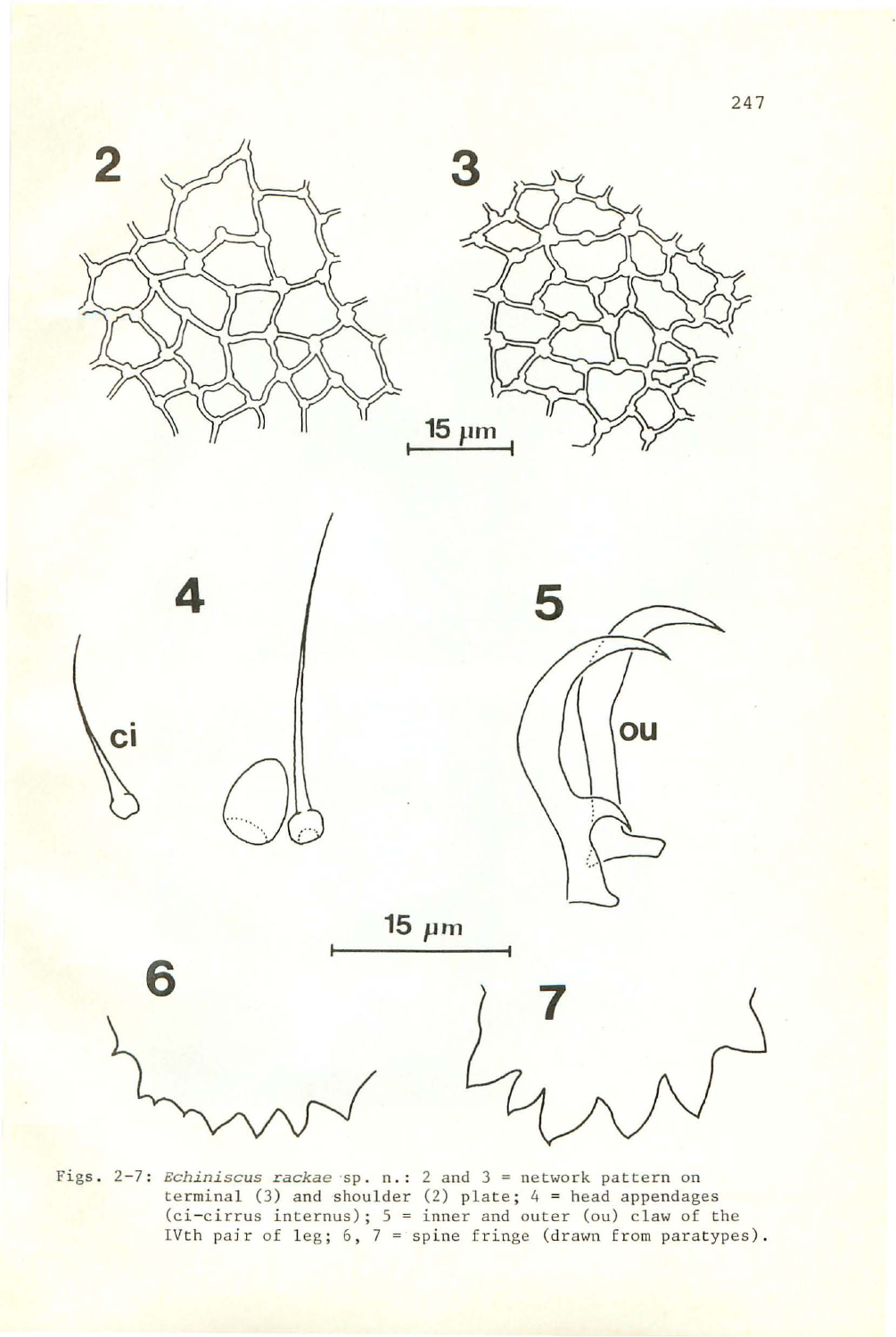Figs. 2-7: *Echiniscus rackae* sp. n.: 2 and 3 = network pattern on terminal (3) and shoulder (2) plate; 4 = head appendages (ci-cirrus internus); 5 = inner and outer (ou) claw of the IVth pair of leg; 6, 7 = spine fringe (drawn from paratypes).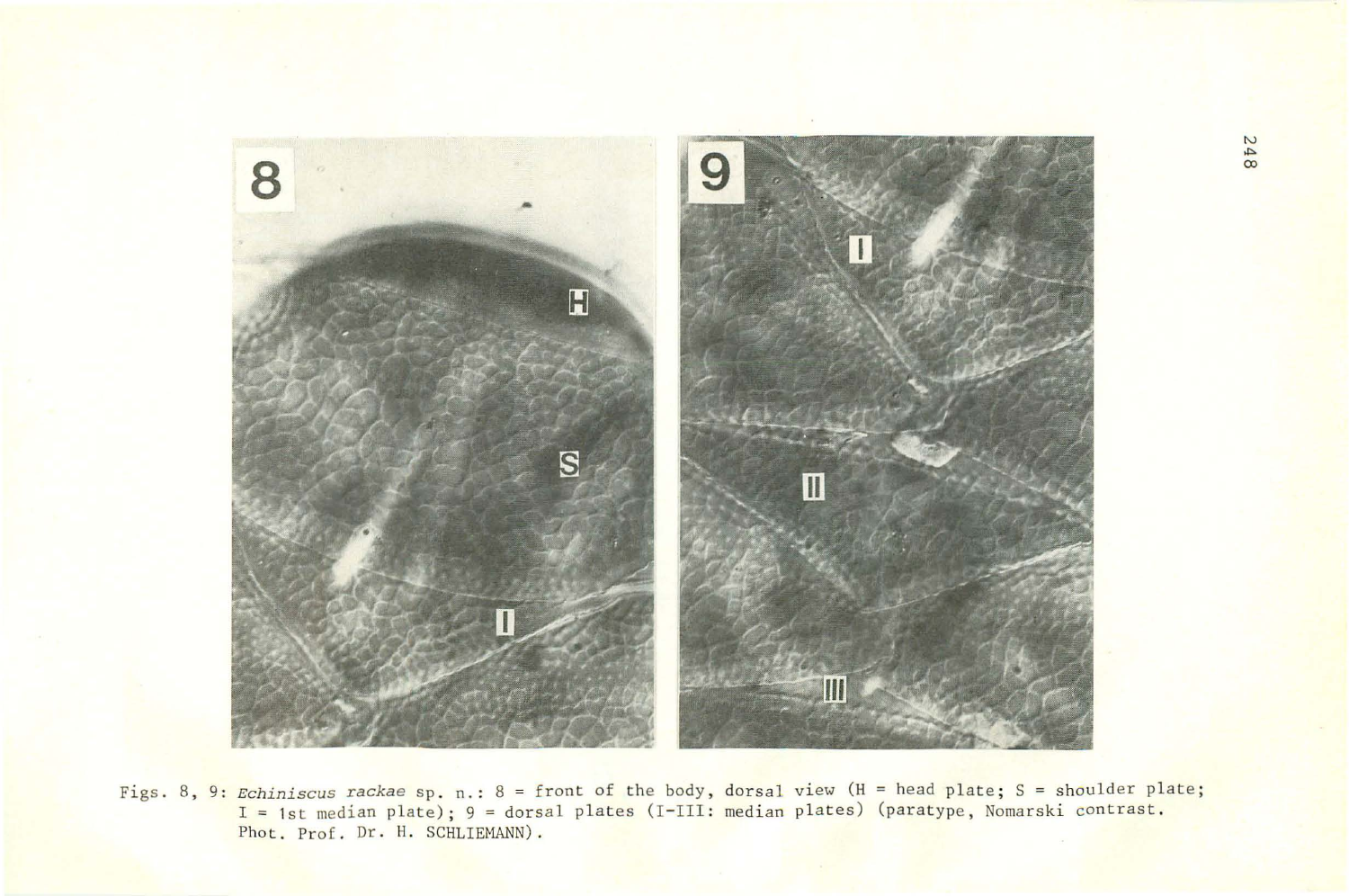Figs. 8, 9: *Echiniscus rackae* sp. n.: 8 = front of the body, dorsal view (H = head plate; S = shoulder plate; I = 1st median plate); 9 = dorsal plates (I-III: median plates) (paratype, Nomarski contrast. Phot. Prof. Dr. H. SCHLIEMANN).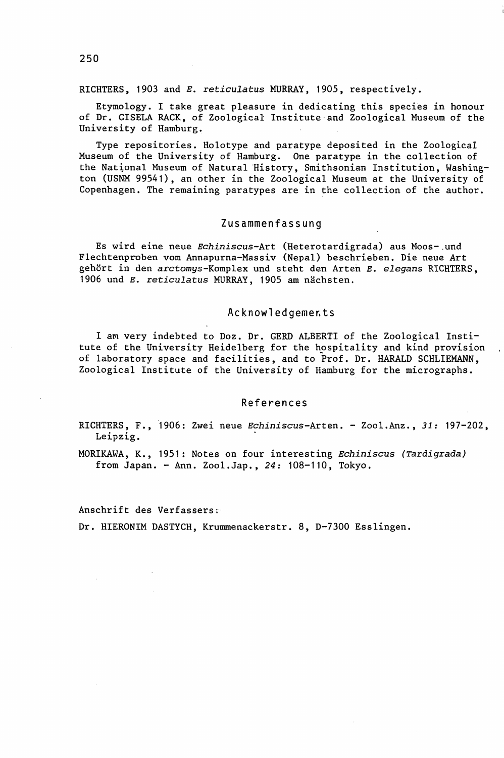RICHTERS, 1903 and *E. reticulatus* MURRAY, 1905, respectively.

Etymology. I take great pleasure in dedicating this species in honour of Dr. GISELA RACK, of Zoological Institute and Zoological Museum of the University of Hamburg.

Type repositories. Holotype and paratype deposited in the Zoological Museum of the University of Hamburg. One paratype in the collection of the National Museum of Natural History, Smithsonian Institution, Washington (USNM 99541), an other in the Zoological Museum at the University of Copenhagen. The remaining paratypes are in the collection of the author.

## Zusammenfassung

Es wird eine neue *Echiniscus*-Art (Heterotardigrada) aus Moos- und Flechtenproben vom Annapurna-Massiv (Nepal) beschrieben. Die neue Art gehört in den *arctomys*-Komplex und steht den Arten *E. elegans* RICHTERS, 1906 und *E. reticulatus* MURRAY, 1905 am nächsten.

## Acknowledgements

I am very indebted to Doz. Dr. GERD ALBERTI of the Zoological Institute of the University Heidelberg for the hospitality and kind provision of laboratory space and facilities, and to Prof. Dr. HARALD SCHLIEMANN, Zoological Institute of the University of Hamburg for the micrographs.

## References

RICHTERS, F., 1906: Zwei neue *Echiniscus*-Arten. - Zool.Anz., *31:* 197-202, Leipzig.

MORIKAWA, K., 1951: Notes on four interesting *Echiniscus (Tardigrada)* from Japan. - Ann. Zool.Jap., *24:* 108-110, Tokyo.

Anschrift des Verfassers:

Dr. HIERONIM DASTYCH, Krummenackerstr. 8, D-7300 Esslingen.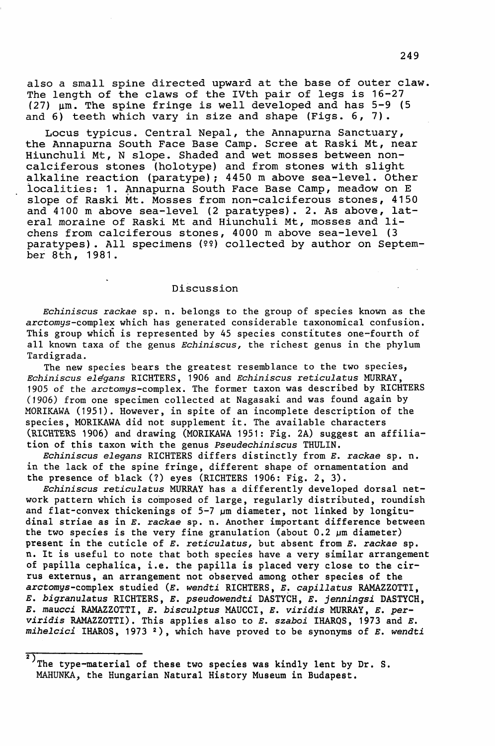also a small spine directed upward at the base of outer claw. The length of the claws of the IVth pair of legs is 16-27 (27) µm. The spine fringe is well developed and has 5-9 (5 and 6) teeth which vary in size and shape (Figs. 6, 7).

Locus typicus. Central Nepal, the Annapurna Sanctuary, the Annapurna South Face Base Camp. Scree at Raski Mt, near Hiunchuli Mt, N slope. Shaded and wet mosses between non-calciferous stones (holotype) and from stones with slight alkaline reaction (paratype); 4450 m above sea-level. Other localities: 1. Annapurna South Face Base Camp, meadow on E slope of Raski Mt. Mosses from non-calciferous stones, 4150 and 4100 m above sea-level (2 paratypes). 2. As above, lateral moraine of Raski Mt and Hiunchuli Mt, mosses and lichens from calciferous stones, 4000 m above sea-level (3 paratypes). All specimens (♀♀) collected by author on September 8th, 1981.

## Discussion

*Echiniscus rackae* sp. n. belongs to the group of species known as the *arctomys*-complex which has generated considerable taxonomical confusion. This group which is represented by 45 species constitutes one-fourth of all known taxa of the genus *Echiniscus*, the richest genus in the phylum Tardigrada.

The new species bears the greatest resemblance to the two species, *Echiniscus elegans* RICHTERS, 1906 and *Echiniscus reticulatus* MURRAY, 1905 of the *arctomys*-complex. The former taxon was described by RICHTERS (1906) from one specimen collected at Nagasaki and was found again by MORIKAWA (1951). However, in spite of an incomplete description of the species, MORIKAWA did not supplement it. The available characters (RICHTERS 1906) and drawing (MORIKAWA 1951: Fig. 2A) suggest an affiliation of this taxon with the genus *Pseudechiniscus* THULIN.

*Echiniscus elegans* RICHTERS differs distinctly from *E. rackae* sp. n. in the lack of the spine fringe, different shape of ornamentation and the presence of black (?) eyes (RICHTERS 1906: Fig. 2, 3).

*Echiniscus reticulatus* MURRAY has a differently developed dorsal network pattern which is composed of large, regularly distributed, roundish and flat-convex thickenings of 5-7 µm diameter, not linked by longitudinal striae as in *E. rackae* sp. n. Another important difference between the two species is the very fine granulation (about 0.2 µm diameter) present in the cuticle of *E. reticulatus*, but absent from *E. rackae* sp. n. It is useful to note that both species have a very similar arrangement of papilla cephalica, i.e. the papilla is placed very close to the cirrus externus, an arrangement not observed among other species of the *arctomys*-complex studied (*E. wendti* RICHTERS, *E. capillatus* RAMAZZOTTI, *E. bigranulatus* RICHTERS, *E. pseudowendti* DASTYCH, *E. jenningsi* DASTYCH, *E. maucci* RAMAZZOTTI, *E. bisculptus* MAUCCI, *E. viridis* MURRAY, *E. perviridis* RAMAZZOTTI). This applies also to *E. szaboi* IHAROS, 1973 and *E. mihelcici* IHAROS, 1973 [2]), which have proved to be synonyms of *E. wendti*

---

[2]) The type-material of these two species was kindly lent by Dr. S. MAHUNKA, the Hungarian Natural History Museum in Budapest.